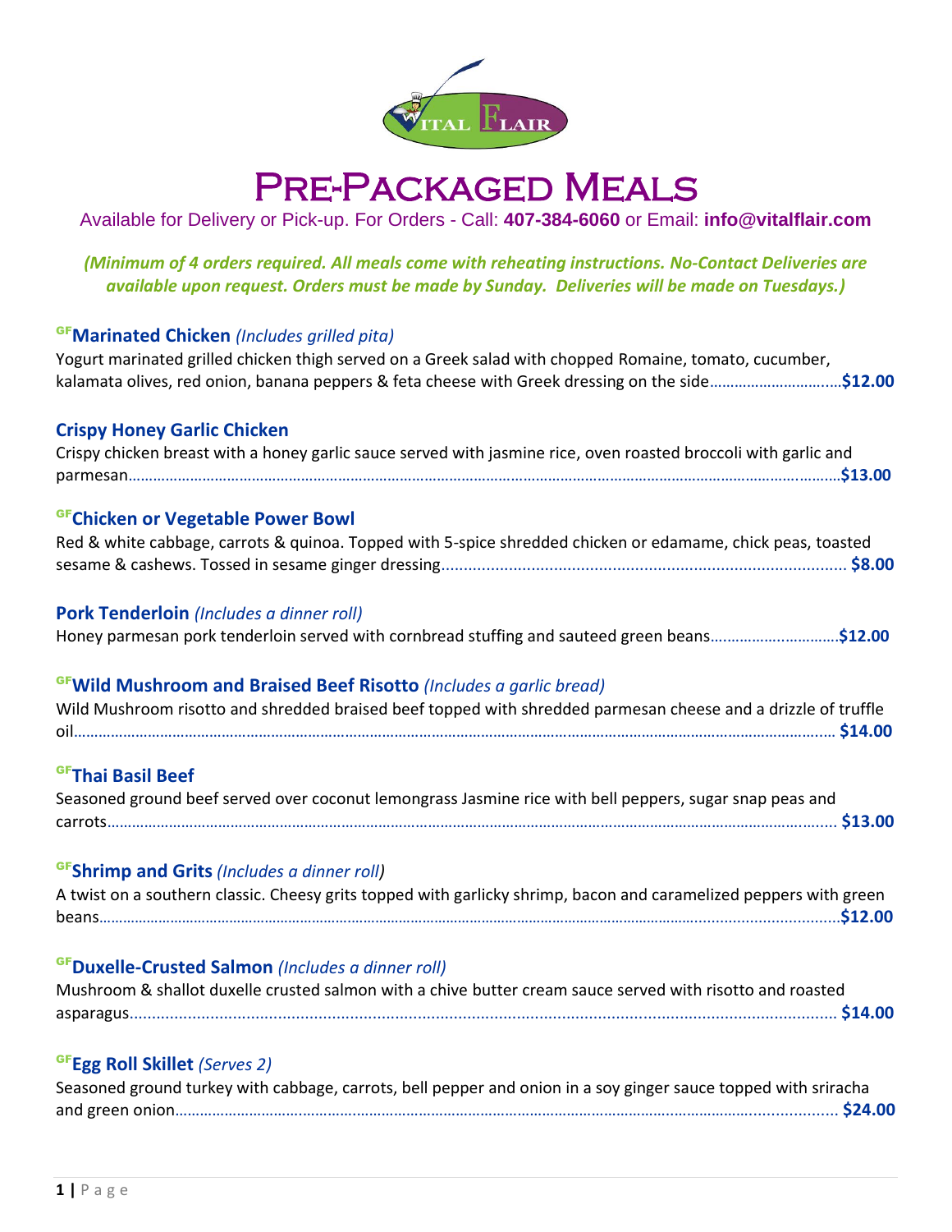VITAL FLAIR

# Pre-Packaged Meals

Available for Delivery or Pick-up. For Orders - Call: **407-384-6060** or Email: **info@vitalflair.com**

***(Minimum of 4 orders required. All meals come with reheating instructions. No-Contact Deliveries are available upon request. Orders must be made by Sunday. Deliveries will be made on Tuesdays.)***

### GF Marinated Chicken *(Includes grilled pita)*

Yogurt marinated grilled chicken thigh served on a Greek salad with chopped Romaine, tomato, cucumber, kalamata olives, red onion, banana peppers & feta cheese with Greek dressing on the side……………………….…**$12.00**

### Crispy Honey Garlic Chicken

Crispy chicken breast with a honey garlic sauce served with jasmine rice, oven roasted broccoli with garlic and parmesan……………………………………………………………………………………………………………………………**$13.00**

### GF Chicken or Vegetable Power Bowl

Red & white cabbage, carrots & quinoa. Topped with 5-spice shredded chicken or edamame, chick peas, toasted sesame & cashews. Tossed in sesame ginger dressing……………………………………………………………………… **$8.00**

### Pork Tenderloin *(Includes a dinner roll)*

Honey parmesan pork tenderloin served with cornbread stuffing and sauteed green beans…………………………**$12.00**

### GF Wild Mushroom and Braised Beef Risotto *(Includes a garlic bread)*

Wild Mushroom risotto and shredded braised beef topped with shredded parmesan cheese and a drizzle of truffle oil……………………………………………………………………………………………………………………………… **$14.00**

### GF Thai Basil Beef

Seasoned ground beef served over coconut lemongrass Jasmine rice with bell peppers, sugar snap peas and carrots……………………………………………………………………………………………………………………………… **$13.00**

### GF Shrimp and Grits *(Includes a dinner roll)*

A twist on a southern classic. Cheesy grits topped with garlicky shrimp, bacon and caramelized peppers with green beans……………………………………………………………………………………………………………………………**$12.00**

### GF Duxelle-Crusted Salmon *(Includes a dinner roll)*

Mushroom & shallot duxelle crusted salmon with a chive butter cream sauce served with risotto and roasted asparagus……………………………………………………………………………………………………………………… **$14.00**

### GF Egg Roll Skillet *(Serves 2)*

Seasoned ground turkey with cabbage, carrots, bell pepper and onion in a soy ginger sauce topped with sriracha and green onion………………………………………………………………………………………………………………… **$24.00**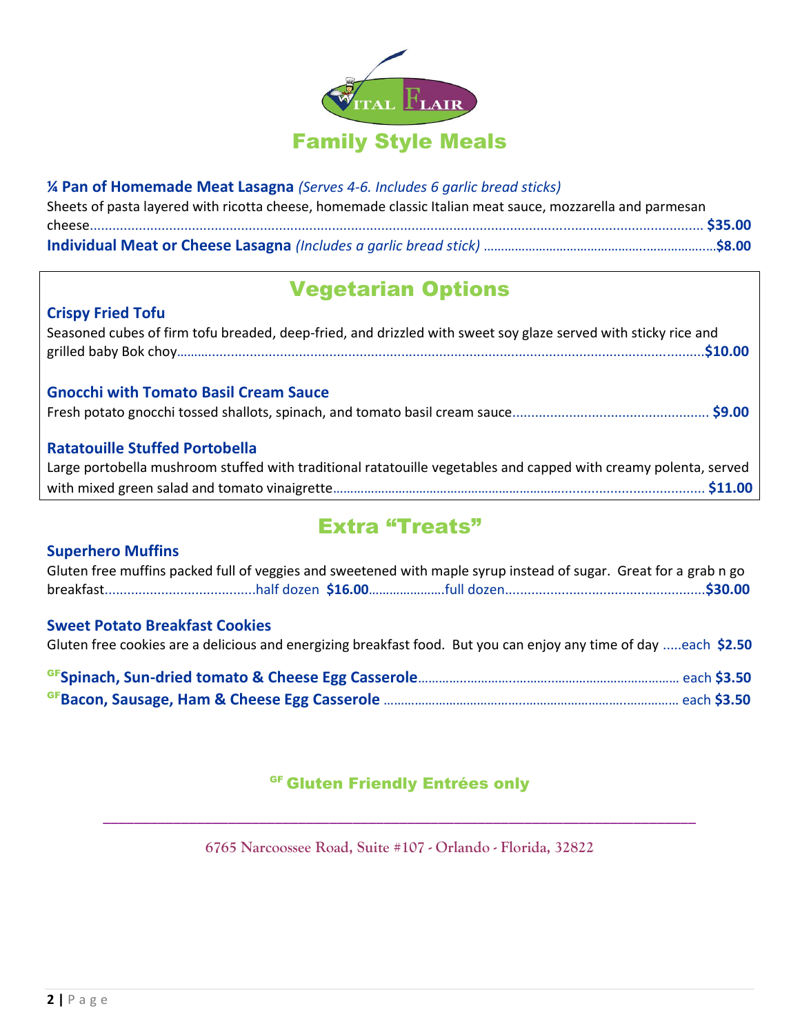VITAL FLAIR

# Family Style Meals

**¼ Pan of Homemade Meat Lasagna** *(Serves 4-6. Includes 6 garlic bread sticks)*
Sheets of pasta layered with ricotta cheese, homemade classic Italian meat sauce, mozzarella and parmesan cheese........ **$35.00**

**Individual Meat or Cheese Lasagna** *(Includes a garlic bread stick)* ........**$8.00**

## Vegetarian Options

**Crispy Fried Tofu**
Seasoned cubes of firm tofu breaded, deep-fried, and drizzled with sweet soy glaze served with sticky rice and grilled baby Bok choy........**$10.00**

**Gnocchi with Tomato Basil Cream Sauce**
Fresh potato gnocchi tossed shallots, spinach, and tomato basil cream sauce........ **$9.00**

**Ratatouille Stuffed Portobella**
Large portobella mushroom stuffed with traditional ratatouille vegetables and capped with creamy polenta, served with mixed green salad and tomato vinaigrette........ **$11.00**

## Extra "Treats"

**Superhero Muffins**
Gluten free muffins packed full of veggies and sweetened with maple syrup instead of sugar. Great for a grab n go breakfast........half dozen **$16.00**........full dozen........**$30.00**

**Sweet Potato Breakfast Cookies**
Gluten free cookies are a delicious and energizing breakfast food. But you can enjoy any time of day .....each **$2.50**

GF**Spinach, Sun-dried tomato & Cheese Egg Casserole**........ each **$3.50**
GF**Bacon, Sausage, Ham & Cheese Egg Casserole** ........ each **$3.50**

GF Gluten Friendly Entrées only

6765 Narcoossee Road, Suite #107 - Orlando - Florida, 32822